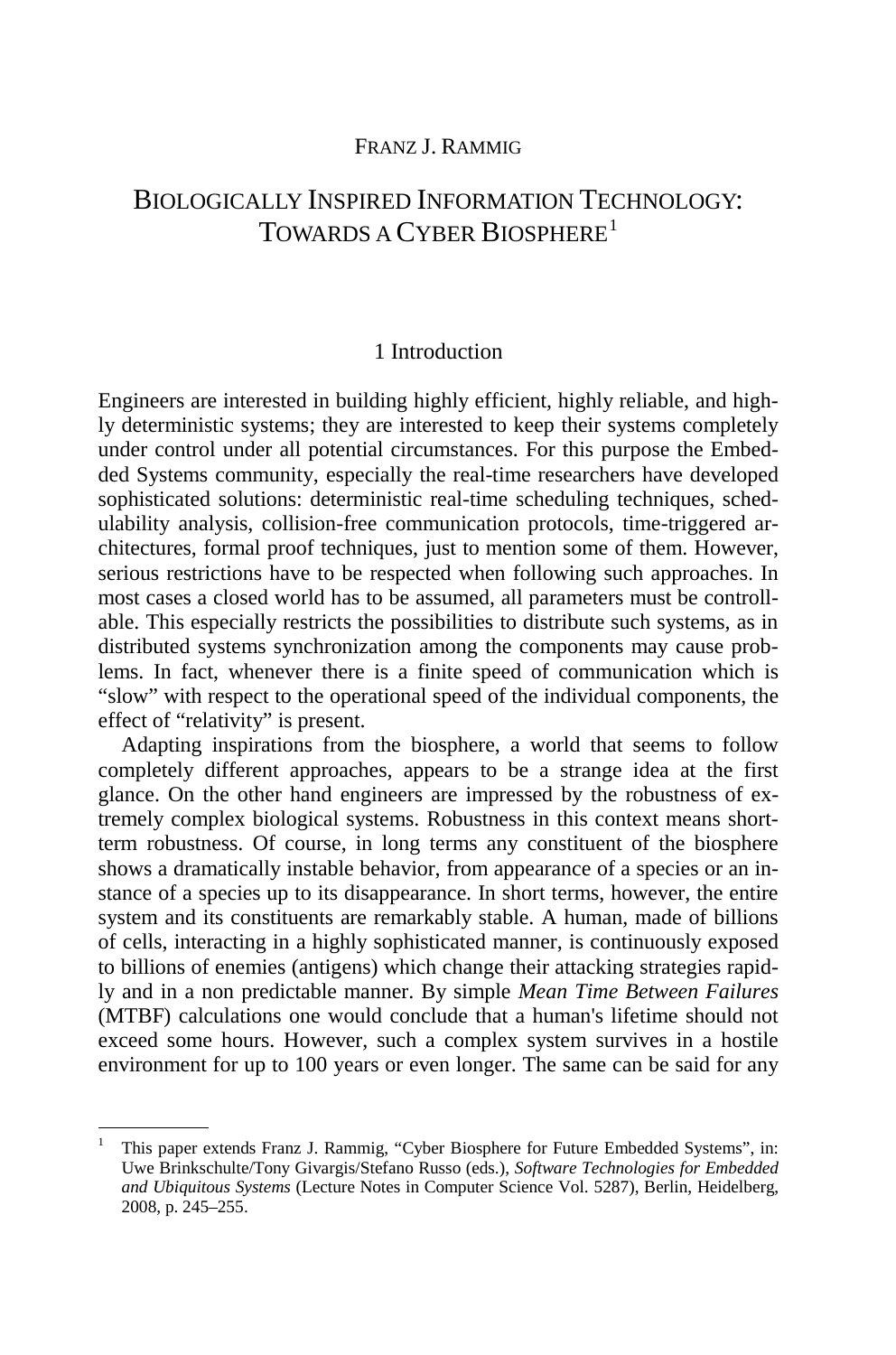FRANZ J. RAMMIG

# BIOLOGICALLY INSPIRED INFORMATION TECHNOLOGY: TOWARDS A CYBER BIOSPHERE[1]

## 1 Introduction

Engineers are interested in building highly efficient, highly reliable, and highly deterministic systems; they are interested to keep their systems completely under control under all potential circumstances. For this purpose the Embedded Systems community, especially the real-time researchers have developed sophisticated solutions: deterministic real-time scheduling techniques, schedulability analysis, collision-free communication protocols, time-triggered architectures, formal proof techniques, just to mention some of them. However, serious restrictions have to be respected when following such approaches. In most cases a closed world has to be assumed, all parameters must be controllable. This especially restricts the possibilities to distribute such systems, as in distributed systems synchronization among the components may cause problems. In fact, whenever there is a finite speed of communication which is "slow" with respect to the operational speed of the individual components, the effect of "relativity" is present.

Adapting inspirations from the biosphere, a world that seems to follow completely different approaches, appears to be a strange idea at the first glance. On the other hand engineers are impressed by the robustness of extremely complex biological systems. Robustness in this context means short-term robustness. Of course, in long terms any constituent of the biosphere shows a dramatically instable behavior, from appearance of a species or an instance of a species up to its disappearance. In short terms, however, the entire system and its constituents are remarkably stable. A human, made of billions of cells, interacting in a highly sophisticated manner, is continuously exposed to billions of enemies (antigens) which change their attacking strategies rapidly and in a non predictable manner. By simple *Mean Time Between Failures* (MTBF) calculations one would conclude that a human's lifetime should not exceed some hours. However, such a complex system survives in a hostile environment for up to 100 years or even longer. The same can be said for any

[1] This paper extends Franz J. Rammig, "Cyber Biosphere for Future Embedded Systems", in: Uwe Brinkschulte/Tony Givargis/Stefano Russo (eds.), *Software Technologies for Embedded and Ubiquitous Systems* (Lecture Notes in Computer Science Vol. 5287), Berlin, Heidelberg, 2008, p. 245–255.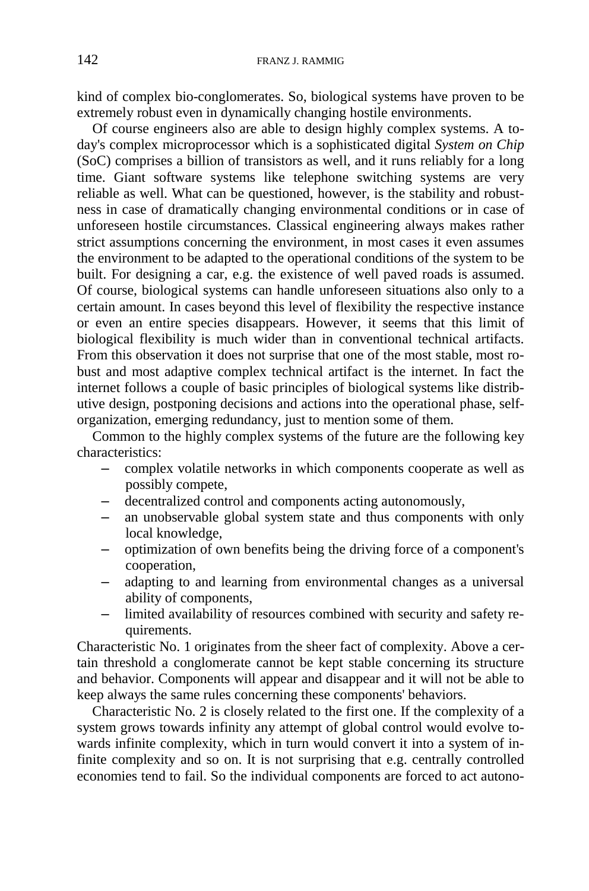kind of complex bio-conglomerates. So, biological systems have proven to be extremely robust even in dynamically changing hostile environments.

Of course engineers also are able to design highly complex systems. A today's complex microprocessor which is a sophisticated digital *System on Chip* (SoC) comprises a billion of transistors as well, and it runs reliably for a long time. Giant software systems like telephone switching systems are very reliable as well. What can be questioned, however, is the stability and robustness in case of dramatically changing environmental conditions or in case of unforeseen hostile circumstances. Classical engineering always makes rather strict assumptions concerning the environment, in most cases it even assumes the environment to be adapted to the operational conditions of the system to be built. For designing a car, e.g. the existence of well paved roads is assumed. Of course, biological systems can handle unforeseen situations also only to a certain amount. In cases beyond this level of flexibility the respective instance or even an entire species disappears. However, it seems that this limit of biological flexibility is much wider than in conventional technical artifacts. From this observation it does not surprise that one of the most stable, most robust and most adaptive complex technical artifact is the internet. In fact the internet follows a couple of basic principles of biological systems like distributive design, postponing decisions and actions into the operational phase, self-organization, emerging redundancy, just to mention some of them.

Common to the highly complex systems of the future are the following key characteristics:

- complex volatile networks in which components cooperate as well as possibly compete,
- decentralized control and components acting autonomously,
- an unobservable global system state and thus components with only local knowledge,
- optimization of own benefits being the driving force of a component's cooperation,
- adapting to and learning from environmental changes as a universal ability of components,
- limited availability of resources combined with security and safety requirements.

Characteristic No. 1 originates from the sheer fact of complexity. Above a certain threshold a conglomerate cannot be kept stable concerning its structure and behavior. Components will appear and disappear and it will not be able to keep always the same rules concerning these components' behaviors.

Characteristic No. 2 is closely related to the first one. If the complexity of a system grows towards infinity any attempt of global control would evolve towards infinite complexity, which in turn would convert it into a system of infinite complexity and so on. It is not surprising that e.g. centrally controlled economies tend to fail. So the individual components are forced to act autono-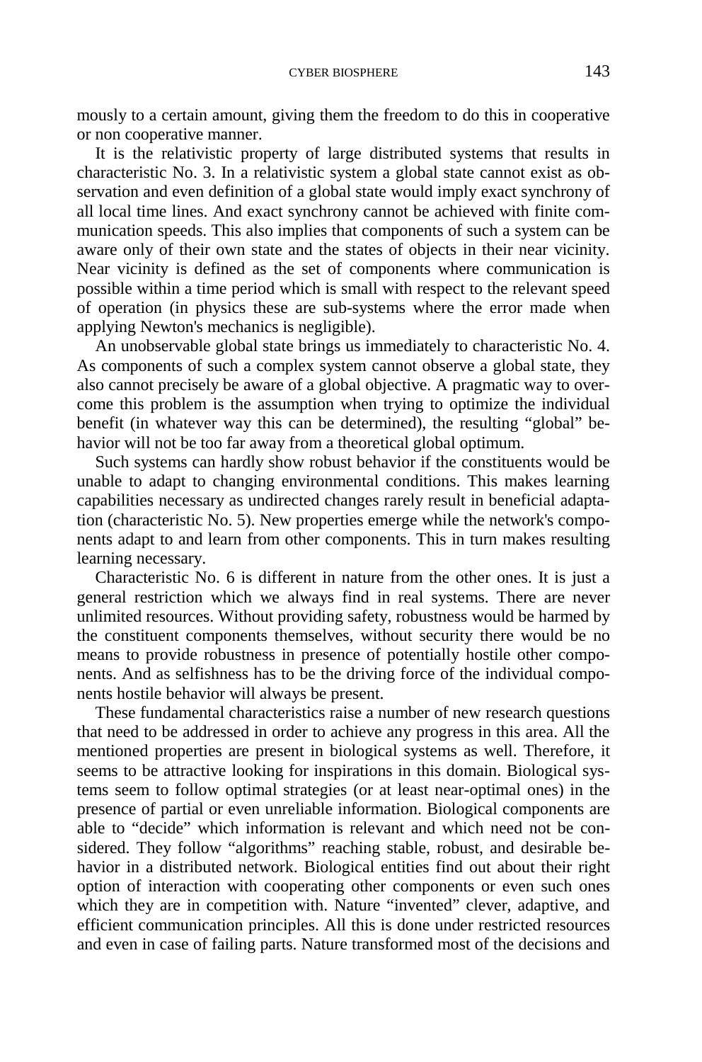mously to a certain amount, giving them the freedom to do this in cooperative or non cooperative manner.

It is the relativistic property of large distributed systems that results in characteristic No. 3. In a relativistic system a global state cannot exist as observation and even definition of a global state would imply exact synchrony of all local time lines. And exact synchrony cannot be achieved with finite communication speeds. This also implies that components of such a system can be aware only of their own state and the states of objects in their near vicinity. Near vicinity is defined as the set of components where communication is possible within a time period which is small with respect to the relevant speed of operation (in physics these are sub-systems where the error made when applying Newton's mechanics is negligible).

An unobservable global state brings us immediately to characteristic No. 4. As components of such a complex system cannot observe a global state, they also cannot precisely be aware of a global objective. A pragmatic way to overcome this problem is the assumption when trying to optimize the individual benefit (in whatever way this can be determined), the resulting "global" behavior will not be too far away from a theoretical global optimum.

Such systems can hardly show robust behavior if the constituents would be unable to adapt to changing environmental conditions. This makes learning capabilities necessary as undirected changes rarely result in beneficial adaptation (characteristic No. 5). New properties emerge while the network's components adapt to and learn from other components. This in turn makes resulting learning necessary.

Characteristic No. 6 is different in nature from the other ones. It is just a general restriction which we always find in real systems. There are never unlimited resources. Without providing safety, robustness would be harmed by the constituent components themselves, without security there would be no means to provide robustness in presence of potentially hostile other components. And as selfishness has to be the driving force of the individual components hostile behavior will always be present.

These fundamental characteristics raise a number of new research questions that need to be addressed in order to achieve any progress in this area. All the mentioned properties are present in biological systems as well. Therefore, it seems to be attractive looking for inspirations in this domain. Biological systems seem to follow optimal strategies (or at least near-optimal ones) in the presence of partial or even unreliable information. Biological components are able to "decide" which information is relevant and which need not be considered. They follow "algorithms" reaching stable, robust, and desirable behavior in a distributed network. Biological entities find out about their right option of interaction with cooperating other components or even such ones which they are in competition with. Nature "invented" clever, adaptive, and efficient communication principles. All this is done under restricted resources and even in case of failing parts. Nature transformed most of the decisions and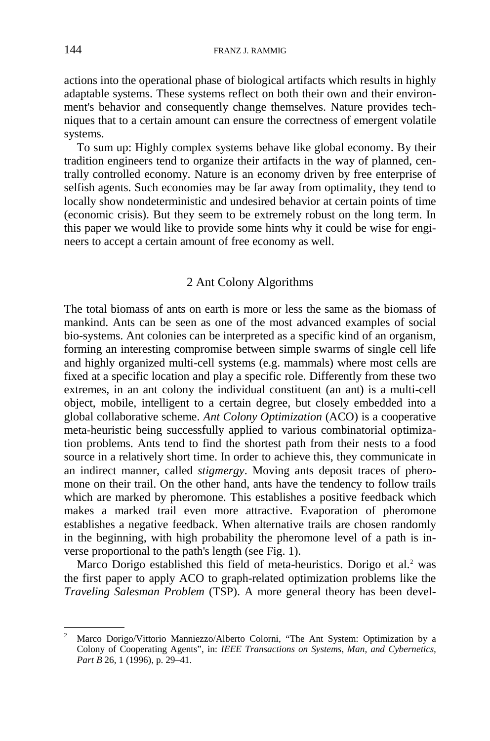actions into the operational phase of biological artifacts which results in highly adaptable systems. These systems reflect on both their own and their environment's behavior and consequently change themselves. Nature provides techniques that to a certain amount can ensure the correctness of emergent volatile systems.

To sum up: Highly complex systems behave like global economy. By their tradition engineers tend to organize their artifacts in the way of planned, centrally controlled economy. Nature is an economy driven by free enterprise of selfish agents. Such economies may be far away from optimality, they tend to locally show nondeterministic and undesired behavior at certain points of time (economic crisis). But they seem to be extremely robust on the long term. In this paper we would like to provide some hints why it could be wise for engineers to accept a certain amount of free economy as well.

## 2 Ant Colony Algorithms

The total biomass of ants on earth is more or less the same as the biomass of mankind. Ants can be seen as one of the most advanced examples of social bio-systems. Ant colonies can be interpreted as a specific kind of an organism, forming an interesting compromise between simple swarms of single cell life and highly organized multi-cell systems (e.g. mammals) where most cells are fixed at a specific location and play a specific role. Differently from these two extremes, in an ant colony the individual constituent (an ant) is a multi-cell object, mobile, intelligent to a certain degree, but closely embedded into a global collaborative scheme. *Ant Colony Optimization* (ACO) is a cooperative meta-heuristic being successfully applied to various combinatorial optimization problems. Ants tend to find the shortest path from their nests to a food source in a relatively short time. In order to achieve this, they communicate in an indirect manner, called *stigmergy*. Moving ants deposit traces of pheromone on their trail. On the other hand, ants have the tendency to follow trails which are marked by pheromone. This establishes a positive feedback which makes a marked trail even more attractive. Evaporation of pheromone establishes a negative feedback. When alternative trails are chosen randomly in the beginning, with high probability the pheromone level of a path is inverse proportional to the path's length (see Fig. 1).

Marco Dorigo established this field of meta-heuristics. Dorigo et al.[2] was the first paper to apply ACO to graph-related optimization problems like the *Traveling Salesman Problem* (TSP). A more general theory has been devel-

---

[2] Marco Dorigo/Vittorio Manniezzo/Alberto Colorni, "The Ant System: Optimization by a Colony of Cooperating Agents", in: *IEEE Transactions on Systems, Man, and Cybernetics, Part B* 26, 1 (1996), p. 29–41.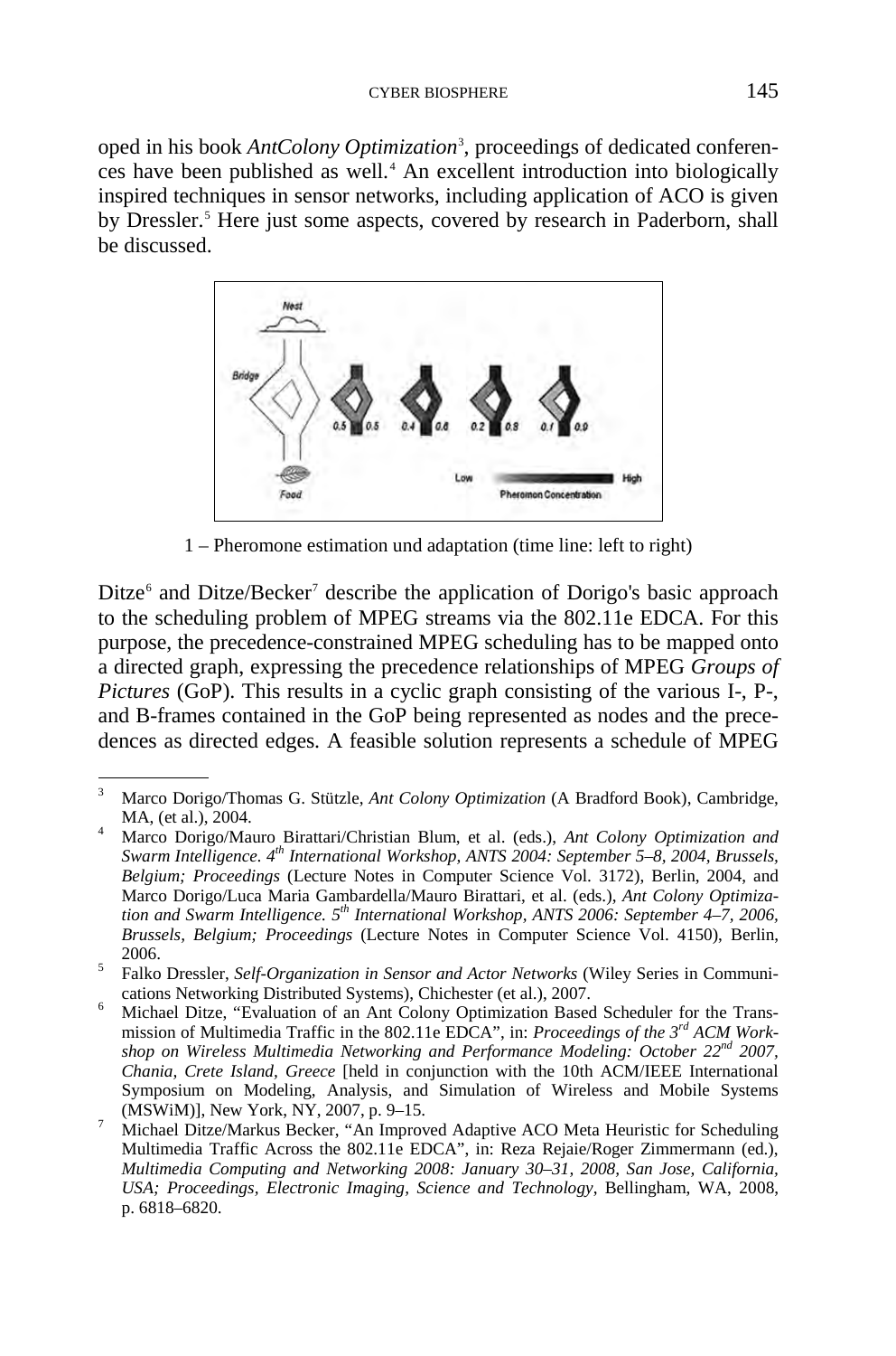oped in his book *AntColony Optimization*[3], proceedings of dedicated conferences have been published as well.[4] An excellent introduction into biologically inspired techniques in sensor networks, including application of ACO is given by Dressler.[5] Here just some aspects, covered by research in Paderborn, shall be discussed.

1 – Pheromone estimation und adaptation (time line: left to right)

Ditze[6] and Ditze/Becker[7] describe the application of Dorigo's basic approach to the scheduling problem of MPEG streams via the 802.11e EDCA. For this purpose, the precedence-constrained MPEG scheduling has to be mapped onto a directed graph, expressing the precedence relationships of MPEG *Groups of Pictures* (GoP). This results in a cyclic graph consisting of the various I-, P-, and B-frames contained in the GoP being represented as nodes and the precedences as directed edges. A feasible solution represents a schedule of MPEG

---

[3] Marco Dorigo/Thomas G. Stützle, *Ant Colony Optimization* (A Bradford Book), Cambridge, MA, (et al.), 2004.

[4] Marco Dorigo/Mauro Birattari/Christian Blum, et al. (eds.), *Ant Colony Optimization and Swarm Intelligence. 4th International Workshop, ANTS 2004: September 5–8, 2004, Brussels, Belgium; Proceedings* (Lecture Notes in Computer Science Vol. 3172), Berlin, 2004, and Marco Dorigo/Luca Maria Gambardella/Mauro Birattari, et al. (eds.), *Ant Colony Optimization and Swarm Intelligence. 5th International Workshop, ANTS 2006: September 4–7, 2006, Brussels, Belgium; Proceedings* (Lecture Notes in Computer Science Vol. 4150), Berlin, 2006.

[5] Falko Dressler, *Self-Organization in Sensor and Actor Networks* (Wiley Series in Communications Networking Distributed Systems), Chichester (et al.), 2007.

[6] Michael Ditze, "Evaluation of an Ant Colony Optimization Based Scheduler for the Transmission of Multimedia Traffic in the 802.11e EDCA", in: *Proceedings of the 3rd ACM Workshop on Wireless Multimedia Networking and Performance Modeling: October 22nd 2007, Chania, Crete Island, Greece* [held in conjunction with the 10th ACM/IEEE International Symposium on Modeling, Analysis, and Simulation of Wireless and Mobile Systems (MSWiM)], New York, NY, 2007, p. 9–15.

[7] Michael Ditze/Markus Becker, "An Improved Adaptive ACO Meta Heuristic for Scheduling Multimedia Traffic Across the 802.11e EDCA", in: Reza Rejaie/Roger Zimmermann (ed.), *Multimedia Computing and Networking 2008: January 30–31, 2008, San Jose, California, USA; Proceedings, Electronic Imaging, Science and Technology*, Bellingham, WA, 2008, p. 6818–6820.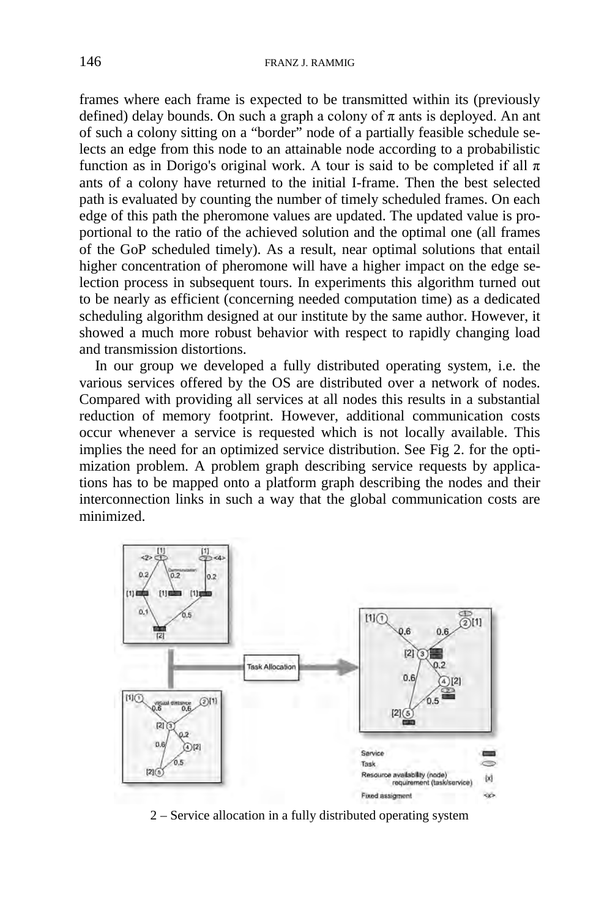frames where each frame is expected to be transmitted within its (previously defined) delay bounds. On such a graph a colony of $\pi$ ants is deployed. An ant of such a colony sitting on a "border" node of a partially feasible schedule selects an edge from this node to an attainable node according to a probabilistic function as in Dorigo's original work. A tour is said to be completed if all $\pi$ ants of a colony have returned to the initial I-frame. Then the best selected path is evaluated by counting the number of timely scheduled frames. On each edge of this path the pheromone values are updated. The updated value is proportional to the ratio of the achieved solution and the optimal one (all frames of the GoP scheduled timely). As a result, near optimal solutions that entail higher concentration of pheromone will have a higher impact on the edge selection process in subsequent tours. In experiments this algorithm turned out to be nearly as efficient (concerning needed computation time) as a dedicated scheduling algorithm designed at our institute by the same author. However, it showed a much more robust behavior with respect to rapidly changing load and transmission distortions.

In our group we developed a fully distributed operating system, i.e. the various services offered by the OS are distributed over a network of nodes. Compared with providing all services at all nodes this results in a substantial reduction of memory footprint. However, additional communication costs occur whenever a service is requested which is not locally available. This implies the need for an optimized service distribution. See Fig 2. for the optimization problem. A problem graph describing service requests by applications has to be mapped onto a platform graph describing the nodes and their interconnection links in such a way that the global communication costs are minimized.

2 – Service allocation in a fully distributed operating system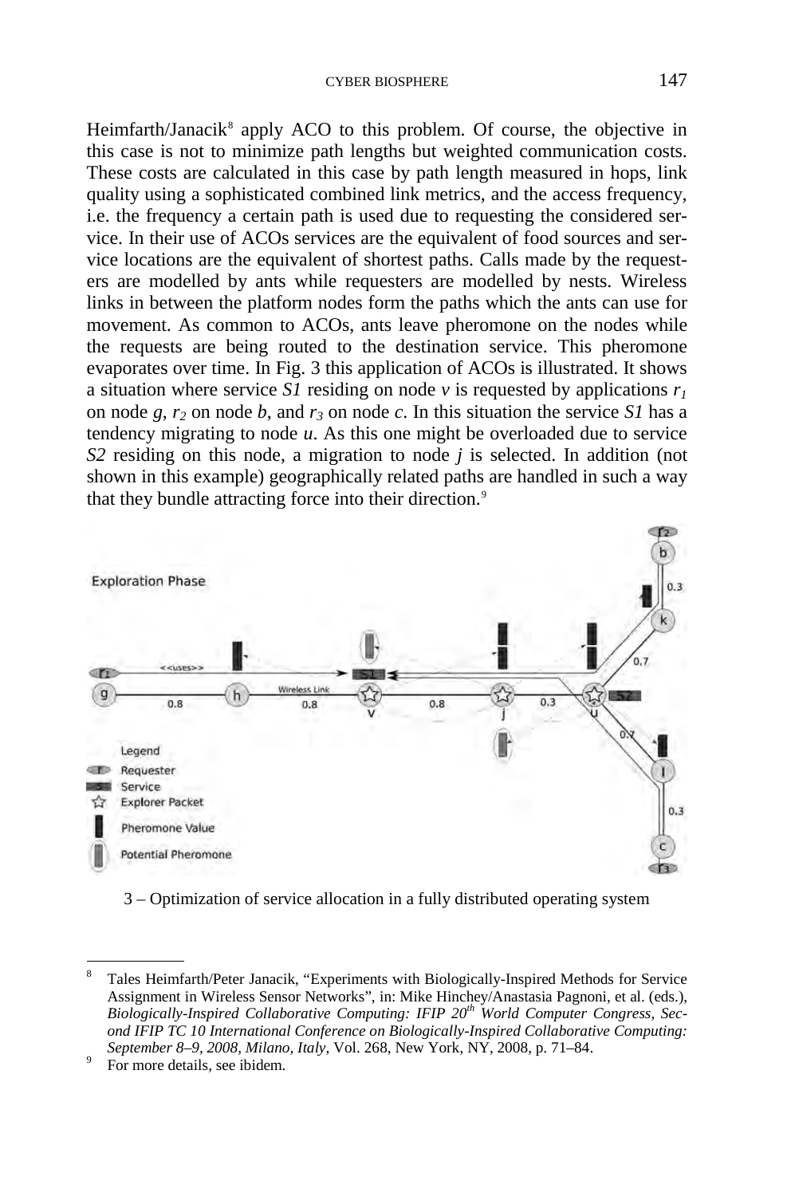Heimfarth/Janacik[8] apply ACO to this problem. Of course, the objective in this case is not to minimize path lengths but weighted communication costs. These costs are calculated in this case by path length measured in hops, link quality using a sophisticated combined link metrics, and the access frequency, i.e. the frequency a certain path is used due to requesting the considered service. In their use of ACOs services are the equivalent of food sources and service locations are the equivalent of shortest paths. Calls made by the requesters are modelled by ants while requesters are modelled by nests. Wireless links in between the platform nodes form the paths which the ants can use for movement. As common to ACOs, ants leave pheromone on the nodes while the requests are being routed to the destination service. This pheromone evaporates over time. In Fig. 3 this application of ACOs is illustrated. It shows a situation where service *S1* residing on node *v* is requested by applications $r_1$ on node *g*, $r_2$ on node *b*, and $r_3$ on node *c*. In this situation the service *S1* has a tendency migrating to node *u*. As this one might be overloaded due to service *S2* residing on this node, a migration to node *j* is selected. In addition (not shown in this example) geographically related paths are handled in such a way that they bundle attracting force into their direction.[9]

3 – Optimization of service allocation in a fully distributed operating system

---

[8] Tales Heimfarth/Peter Janacik, "Experiments with Biologically-Inspired Methods for Service Assignment in Wireless Sensor Networks", in: Mike Hinchey/Anastasia Pagnoni, et al. (eds.), *Biologically-Inspired Collaborative Computing: IFIP 20th World Computer Congress, Second IFIP TC 10 International Conference on Biologically-Inspired Collaborative Computing: September 8–9, 2008, Milano, Italy*, Vol. 268, New York, NY, 2008, p. 71–84.

[9] For more details, see ibidem.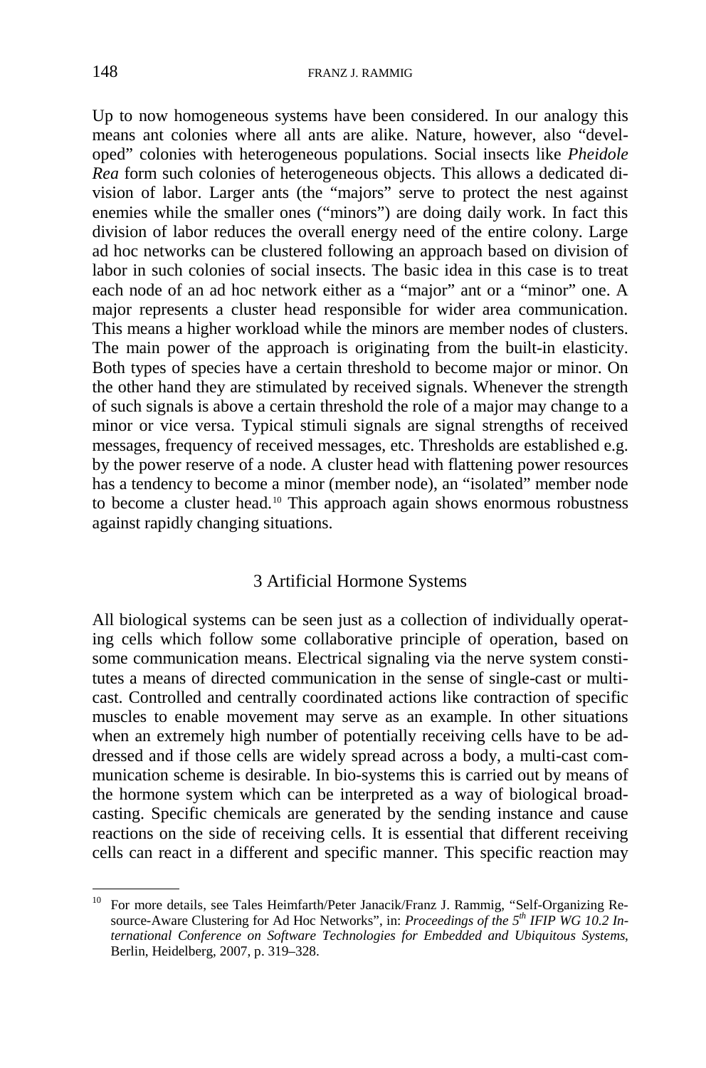Up to now homogeneous systems have been considered. In our analogy this means ant colonies where all ants are alike. Nature, however, also "developed" colonies with heterogeneous populations. Social insects like *Pheidole Rea* form such colonies of heterogeneous objects. This allows a dedicated division of labor. Larger ants (the "majors" serve to protect the nest against enemies while the smaller ones ("minors") are doing daily work. In fact this division of labor reduces the overall energy need of the entire colony. Large ad hoc networks can be clustered following an approach based on division of labor in such colonies of social insects. The basic idea in this case is to treat each node of an ad hoc network either as a "major" ant or a "minor" one. A major represents a cluster head responsible for wider area communication. This means a higher workload while the minors are member nodes of clusters. The main power of the approach is originating from the built-in elasticity. Both types of species have a certain threshold to become major or minor. On the other hand they are stimulated by received signals. Whenever the strength of such signals is above a certain threshold the role of a major may change to a minor or vice versa. Typical stimuli signals are signal strengths of received messages, frequency of received messages, etc. Thresholds are established e.g. by the power reserve of a node. A cluster head with flattening power resources has a tendency to become a minor (member node), an "isolated" member node to become a cluster head.[10] This approach again shows enormous robustness against rapidly changing situations.

## 3 Artificial Hormone Systems

All biological systems can be seen just as a collection of individually operating cells which follow some collaborative principle of operation, based on some communication means. Electrical signaling via the nerve system constitutes a means of directed communication in the sense of single-cast or multicast. Controlled and centrally coordinated actions like contraction of specific muscles to enable movement may serve as an example. In other situations when an extremely high number of potentially receiving cells have to be addressed and if those cells are widely spread across a body, a multi-cast communication scheme is desirable. In bio-systems this is carried out by means of the hormone system which can be interpreted as a way of biological broadcasting. Specific chemicals are generated by the sending instance and cause reactions on the side of receiving cells. It is essential that different receiving cells can react in a different and specific manner. This specific reaction may

[10] For more details, see Tales Heimfarth/Peter Janacik/Franz J. Rammig, "Self-Organizing Resource-Aware Clustering for Ad Hoc Networks", in: *Proceedings of the 5th IFIP WG 10.2 International Conference on Software Technologies for Embedded and Ubiquitous Systems*, Berlin, Heidelberg, 2007, p. 319–328.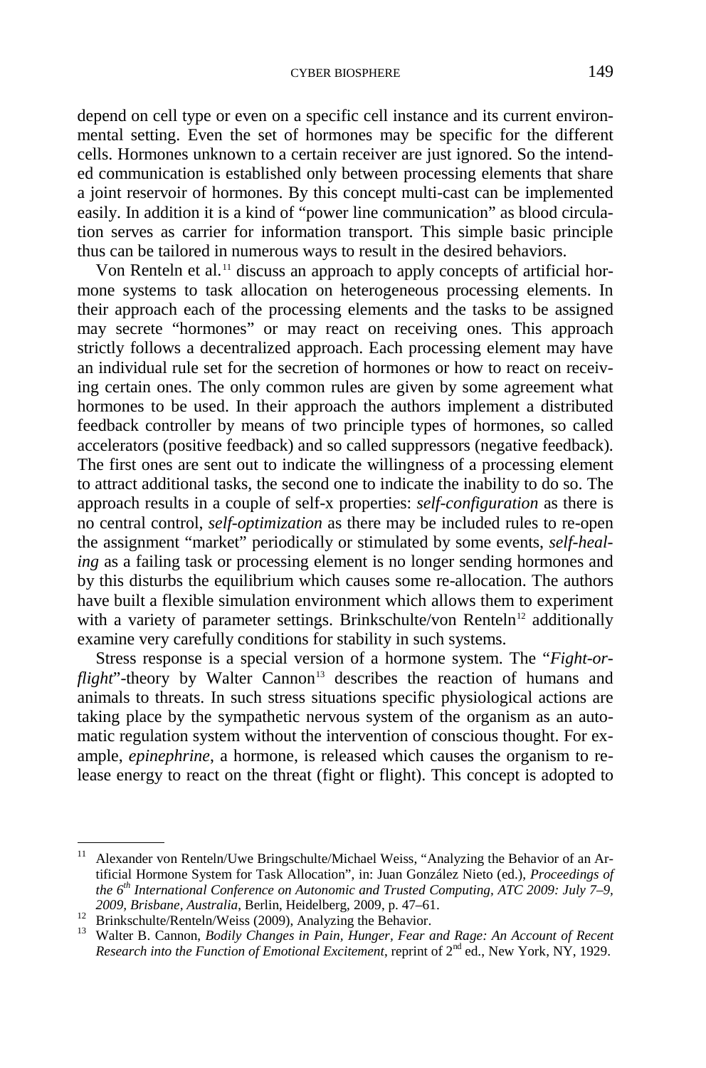depend on cell type or even on a specific cell instance and its current environmental setting. Even the set of hormones may be specific for the different cells. Hormones unknown to a certain receiver are just ignored. So the intended communication is established only between processing elements that share a joint reservoir of hormones. By this concept multi-cast can be implemented easily. In addition it is a kind of "power line communication" as blood circulation serves as carrier for information transport. This simple basic principle thus can be tailored in numerous ways to result in the desired behaviors.

Von Renteln et al.[11] discuss an approach to apply concepts of artificial hormone systems to task allocation on heterogeneous processing elements. In their approach each of the processing elements and the tasks to be assigned may secrete "hormones" or may react on receiving ones. This approach strictly follows a decentralized approach. Each processing element may have an individual rule set for the secretion of hormones or how to react on receiving certain ones. The only common rules are given by some agreement what hormones to be used. In their approach the authors implement a distributed feedback controller by means of two principle types of hormones, so called accelerators (positive feedback) and so called suppressors (negative feedback). The first ones are sent out to indicate the willingness of a processing element to attract additional tasks, the second one to indicate the inability to do so. The approach results in a couple of self-x properties: *self-configuration* as there is no central control, *self-optimization* as there may be included rules to re-open the assignment "market" periodically or stimulated by some events, *self-healing* as a failing task or processing element is no longer sending hormones and by this disturbs the equilibrium which causes some re-allocation. The authors have built a flexible simulation environment which allows them to experiment with a variety of parameter settings. Brinkschulte/von Renteln[12] additionally examine very carefully conditions for stability in such systems.

Stress response is a special version of a hormone system. The "*Fight-or-flight*"-theory by Walter Cannon[13] describes the reaction of humans and animals to threats. In such stress situations specific physiological actions are taking place by the sympathetic nervous system of the organism as an automatic regulation system without the intervention of conscious thought. For example, *epinephrine*, a hormone, is released which causes the organism to release energy to react on the threat (fight or flight). This concept is adopted to

---

[11] Alexander von Renteln/Uwe Bringschulte/Michael Weiss, "Analyzing the Behavior of an Artificial Hormone System for Task Allocation", in: Juan González Nieto (ed.), *Proceedings of the 6th International Conference on Autonomic and Trusted Computing, ATC 2009: July 7–9, 2009, Brisbane, Australia*, Berlin, Heidelberg, 2009, p. 47–61.

[12] Brinkschulte/Renteln/Weiss (2009), Analyzing the Behavior.

[13] Walter B. Cannon, *Bodily Changes in Pain, Hunger, Fear and Rage: An Account of Recent Research into the Function of Emotional Excitement*, reprint of 2nd ed., New York, NY, 1929.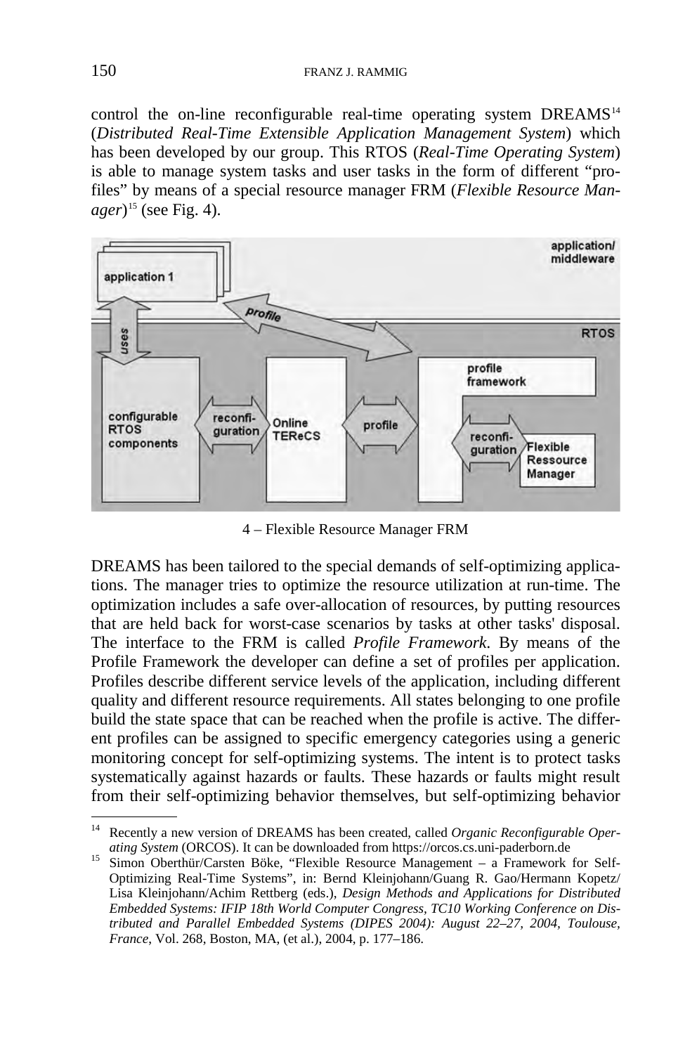control the on-line reconfigurable real-time operating system DREAMS[14] (*Distributed Real-Time Extensible Application Management System*) which has been developed by our group. This RTOS (*Real-Time Operating System*) is able to manage system tasks and user tasks in the form of different "profiles" by means of a special resource manager FRM (*Flexible Resource Manager*)[15] (see Fig. 4).

4 – Flexible Resource Manager FRM

DREAMS has been tailored to the special demands of self-optimizing applications. The manager tries to optimize the resource utilization at run-time. The optimization includes a safe over-allocation of resources, by putting resources that are held back for worst-case scenarios by tasks at other tasks' disposal. The interface to the FRM is called *Profile Framework*. By means of the Profile Framework the developer can define a set of profiles per application. Profiles describe different service levels of the application, including different quality and different resource requirements. All states belonging to one profile build the state space that can be reached when the profile is active. The different profiles can be assigned to specific emergency categories using a generic monitoring concept for self-optimizing systems. The intent is to protect tasks systematically against hazards or faults. These hazards or faults might result from their self-optimizing behavior themselves, but self-optimizing behavior

---

[14] Recently a new version of DREAMS has been created, called *Organic Reconfigurable Operating System* (ORCOS). It can be downloaded from https://orcos.cs.uni-paderborn.de

[15] Simon Oberthür/Carsten Böke, "Flexible Resource Management – a Framework for Self-Optimizing Real-Time Systems", in: Bernd Kleinjohann/Guang R. Gao/Hermann Kopetz/Lisa Kleinjohann/Achim Rettberg (eds.), *Design Methods and Applications for Distributed Embedded Systems: IFIP 18th World Computer Congress, TC10 Working Conference on Distributed and Parallel Embedded Systems (DIPES 2004): August 22–27, 2004, Toulouse, France*, Vol. 268, Boston, MA, (et al.), 2004, p. 177–186.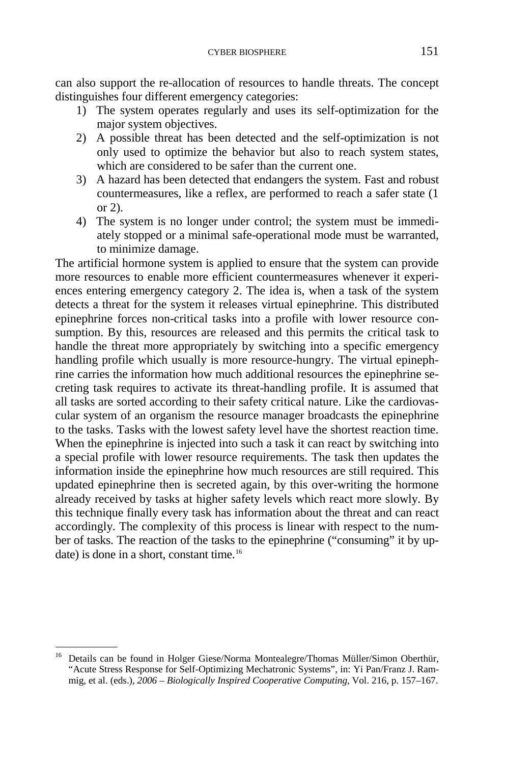can also support the re-allocation of resources to handle threats. The concept distinguishes four different emergency categories:

1) The system operates regularly and uses its self-optimization for the major system objectives.
2) A possible threat has been detected and the self-optimization is not only used to optimize the behavior but also to reach system states, which are considered to be safer than the current one.
3) A hazard has been detected that endangers the system. Fast and robust countermeasures, like a reflex, are performed to reach a safer state (1 or 2).
4) The system is no longer under control; the system must be immediately stopped or a minimal safe-operational mode must be warranted, to minimize damage.

The artificial hormone system is applied to ensure that the system can provide more resources to enable more efficient countermeasures whenever it experiences entering emergency category 2. The idea is, when a task of the system detects a threat for the system it releases virtual epinephrine. This distributed epinephrine forces non-critical tasks into a profile with lower resource consumption. By this, resources are released and this permits the critical task to handle the threat more appropriately by switching into a specific emergency handling profile which usually is more resource-hungry. The virtual epinephrine carries the information how much additional resources the epinephrine secreting task requires to activate its threat-handling profile. It is assumed that all tasks are sorted according to their safety critical nature. Like the cardiovascular system of an organism the resource manager broadcasts the epinephrine to the tasks. Tasks with the lowest safety level have the shortest reaction time. When the epinephrine is injected into such a task it can react by switching into a special profile with lower resource requirements. The task then updates the information inside the epinephrine how much resources are still required. This updated epinephrine then is secreted again, by this over-writing the hormone already received by tasks at higher safety levels which react more slowly. By this technique finally every task has information about the threat and can react accordingly. The complexity of this process is linear with respect to the number of tasks. The reaction of the tasks to the epinephrine ("consuming" it by update) is done in a short, constant time.[16]

[16] Details can be found in Holger Giese/Norma Montealegre/Thomas Müller/Simon Oberthür, "Acute Stress Response for Self-Optimizing Mechatronic Systems", in: Yi Pan/Franz J. Rammig, et al. (eds.), *2006 – Biologically Inspired Cooperative Computing*, Vol. 216, p. 157–167.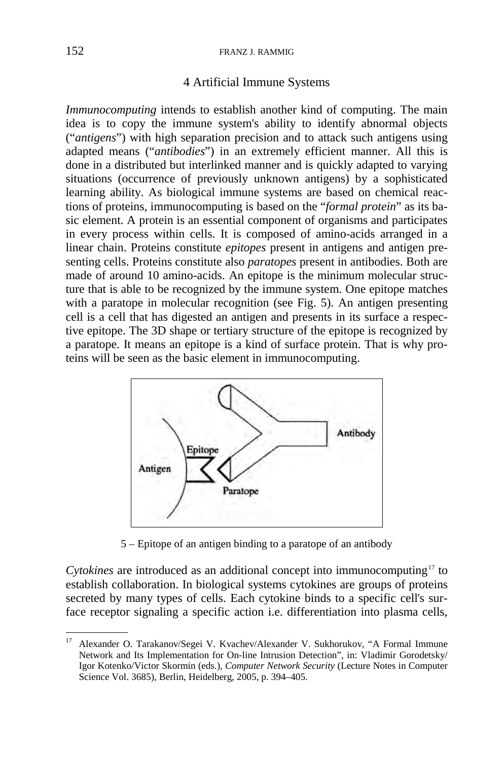## 4 Artificial Immune Systems

*Immunocomputing* intends to establish another kind of computing. The main idea is to copy the immune system's ability to identify abnormal objects ("*antigens*") with high separation precision and to attack such antigens using adapted means ("*antibodies*") in an extremely efficient manner. All this is done in a distributed but interlinked manner and is quickly adapted to varying situations (occurrence of previously unknown antigens) by a sophisticated learning ability. As biological immune systems are based on chemical reactions of proteins, immunocomputing is based on the "*formal protein*" as its basic element. A protein is an essential component of organisms and participates in every process within cells. It is composed of amino-acids arranged in a linear chain. Proteins constitute *epitopes* present in antigens and antigen presenting cells. Proteins constitute also *paratopes* present in antibodies. Both are made of around 10 amino-acids. An epitope is the minimum molecular structure that is able to be recognized by the immune system. One epitope matches with a paratope in molecular recognition (see Fig. 5). An antigen presenting cell is a cell that has digested an antigen and presents in its surface a respective epitope. The 3D shape or tertiary structure of the epitope is recognized by a paratope. It means an epitope is a kind of surface protein. That is why proteins will be seen as the basic element in immunocomputing.

5 – Epitope of an antigen binding to a paratope of an antibody

*Cytokines* are introduced as an additional concept into immunocomputing[17] to establish collaboration. In biological systems cytokines are groups of proteins secreted by many types of cells. Each cytokine binds to a specific cell's surface receptor signaling a specific action i.e. differentiation into plasma cells,

---

[17] Alexander O. Tarakanov/Segei V. Kvachev/Alexander V. Sukhorukov, "A Formal Immune Network and Its Implementation for On-line Intrusion Detection", in: Vladimir Gorodetsky/ Igor Kotenko/Victor Skormin (eds.), *Computer Network Security* (Lecture Notes in Computer Science Vol. 3685), Berlin, Heidelberg, 2005, p. 394–405.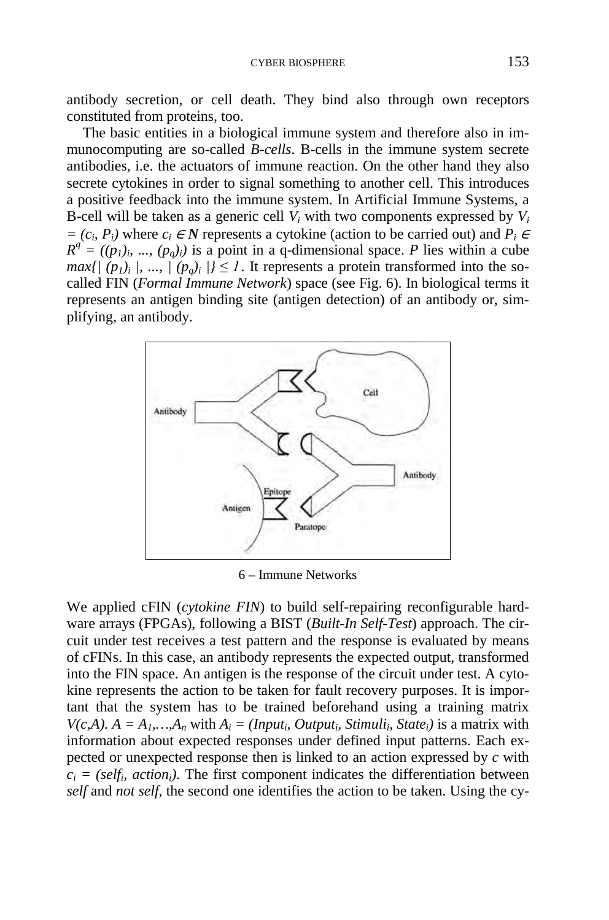antibody secretion, or cell death. They bind also through own receptors constituted from proteins, too.

The basic entities in a biological immune system and therefore also in immunocomputing are so-called *B-cells*. B-cells in the immune system secrete antibodies, i.e. the actuators of immune reaction. On the other hand they also secrete cytokines in order to signal something to another cell. This introduces a positive feedback into the immune system. In Artificial Immune Systems, a B-cell will be taken as a generic cell $V_i$ with two components expressed by $V_i = (c_i, P_i)$ where $c_i \in \mathbf{N}$ represents a cytokine (action to be carried out) and $P_i \in R^q = ((p_1)_i, ..., (p_q)_i)$ is a point in a q-dimensional space. $P$ lies within a cube $max\{|(p_1)_i|, ..., |(p_q)_i|\} \leq 1$. It represents a protein transformed into the so-called FIN (*Formal Immune Network*) space (see Fig. 6). In biological terms it represents an antigen binding site (antigen detection) of an antibody or, simplifying, an antibody.

6 – Immune Networks

We applied cFIN (*cytokine FIN*) to build self-repairing reconfigurable hardware arrays (FPGAs), following a BIST (*Built-In Self-Test*) approach. The circuit under test receives a test pattern and the response is evaluated by means of cFINs. In this case, an antibody represents the expected output, transformed into the FIN space. An antigen is the response of the circuit under test. A cytokine represents the action to be taken for fault recovery purposes. It is important that the system has to be trained beforehand using a training matrix $V(c,A)$. $A = A_1,…,A_n$ with $A_i = (Input_i, Output_i, Stimuli_i, State_i)$ is a matrix with information about expected responses under defined input patterns. Each expected or unexpected response then is linked to an action expressed by $c$ with $c_i = (self_i, action_i)$. The first component indicates the differentiation between *self* and *not self*, the second one identifies the action to be taken. Using the cy-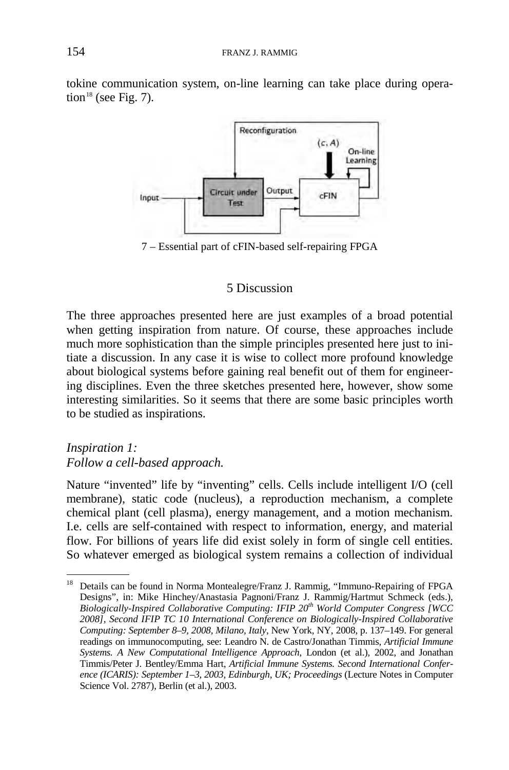tokine communication system, on-line learning can take place during operation[18] (see Fig. 7).

7 – Essential part of cFIN-based self-repairing FPGA

## 5 Discussion

The three approaches presented here are just examples of a broad potential when getting inspiration from nature. Of course, these approaches include much more sophistication than the simple principles presented here just to initiate a discussion. In any case it is wise to collect more profound knowledge about biological systems before gaining real benefit out of them for engineering disciplines. Even the three sketches presented here, however, show some interesting similarities. So it seems that there are some basic principles worth to be studied as inspirations.

*Inspiration 1:*
*Follow a cell-based approach.*

Nature "invented" life by "inventing" cells. Cells include intelligent I/O (cell membrane), static code (nucleus), a reproduction mechanism, a complete chemical plant (cell plasma), energy management, and a motion mechanism. I.e. cells are self-contained with respect to information, energy, and material flow. For billions of years life did exist solely in form of single cell entities. So whatever emerged as biological system remains a collection of individual

---

[18] Details can be found in Norma Montealegre/Franz J. Rammig, "Immuno-Repairing of FPGA Designs", in: Mike Hinchey/Anastasia Pagnoni/Franz J. Rammig/Hartmut Schmeck (eds.), *Biologically-Inspired Collaborative Computing: IFIP 20th World Computer Congress [WCC 2008], Second IFIP TC 10 International Conference on Biologically-Inspired Collaborative Computing: September 8–9, 2008, Milano, Italy*, New York, NY, 2008, p. 137–149. For general readings on immunocomputing, see: Leandro N. de Castro/Jonathan Timmis, *Artificial Immune Systems. A New Computational Intelligence Approach*, London (et al.), 2002, and Jonathan Timmis/Peter J. Bentley/Emma Hart, *Artificial Immune Systems. Second International Conference (ICARIS): September 1–3, 2003, Edinburgh, UK; Proceedings* (Lecture Notes in Computer Science Vol. 2787), Berlin (et al.), 2003.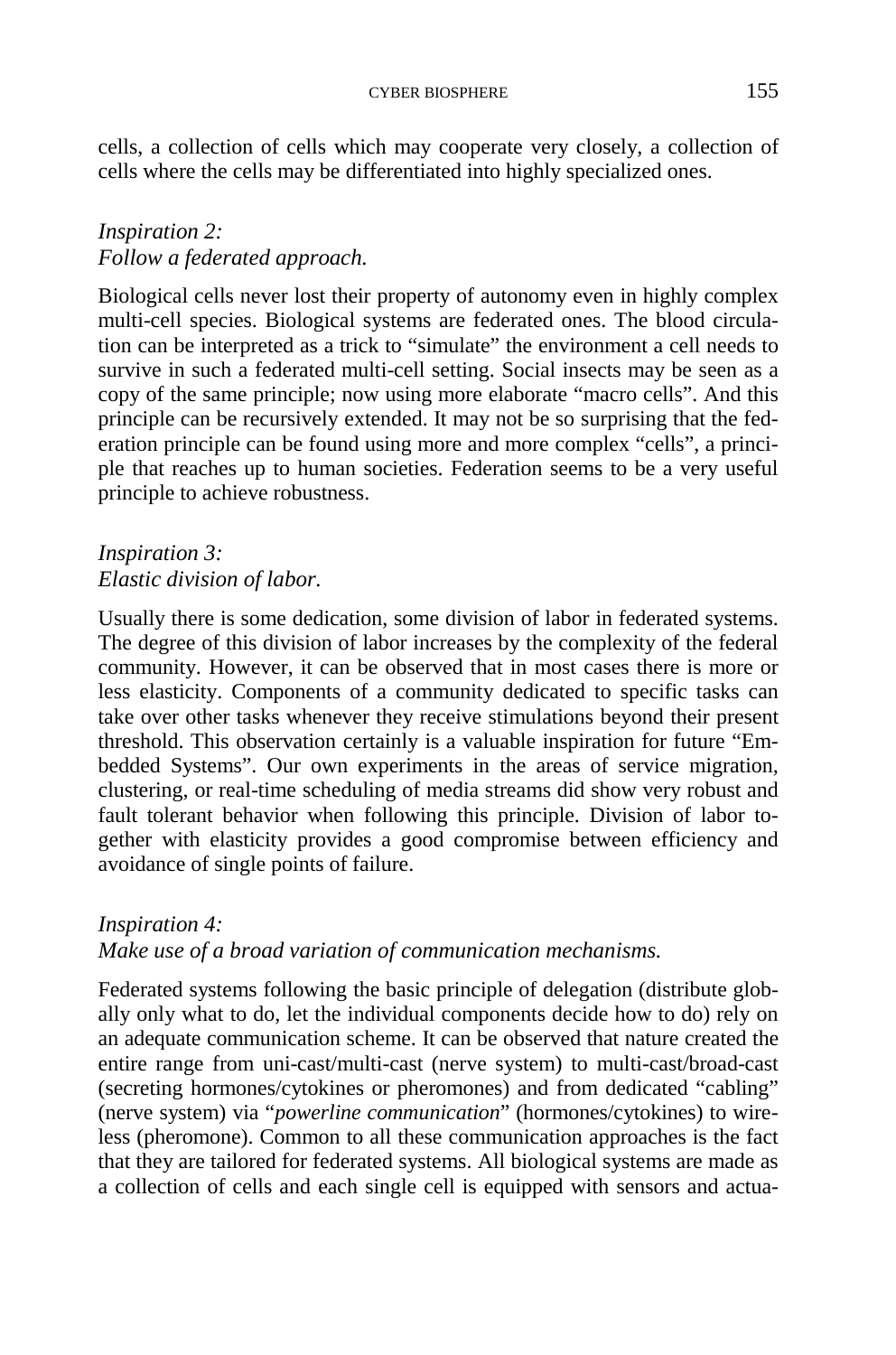cells, a collection of cells which may cooperate very closely, a collection of cells where the cells may be differentiated into highly specialized ones.

*Inspiration 2:*
*Follow a federated approach.*

Biological cells never lost their property of autonomy even in highly complex multi-cell species. Biological systems are federated ones. The blood circulation can be interpreted as a trick to "simulate" the environment a cell needs to survive in such a federated multi-cell setting. Social insects may be seen as a copy of the same principle; now using more elaborate "macro cells". And this principle can be recursively extended. It may not be so surprising that the federation principle can be found using more and more complex "cells", a principle that reaches up to human societies. Federation seems to be a very useful principle to achieve robustness.

*Inspiration 3:*
*Elastic division of labor.*

Usually there is some dedication, some division of labor in federated systems. The degree of this division of labor increases by the complexity of the federal community. However, it can be observed that in most cases there is more or less elasticity. Components of a community dedicated to specific tasks can take over other tasks whenever they receive stimulations beyond their present threshold. This observation certainly is a valuable inspiration for future "Embedded Systems". Our own experiments in the areas of service migration, clustering, or real-time scheduling of media streams did show very robust and fault tolerant behavior when following this principle. Division of labor together with elasticity provides a good compromise between efficiency and avoidance of single points of failure.

*Inspiration 4:*
*Make use of a broad variation of communication mechanisms.*

Federated systems following the basic principle of delegation (distribute globally only what to do, let the individual components decide how to do) rely on an adequate communication scheme. It can be observed that nature created the entire range from uni-cast/multi-cast (nerve system) to multi-cast/broad-cast (secreting hormones/cytokines or pheromones) and from dedicated "cabling" (nerve system) via "*powerline communication*" (hormones/cytokines) to wireless (pheromone). Common to all these communication approaches is the fact that they are tailored for federated systems. All biological systems are made as a collection of cells and each single cell is equipped with sensors and actua-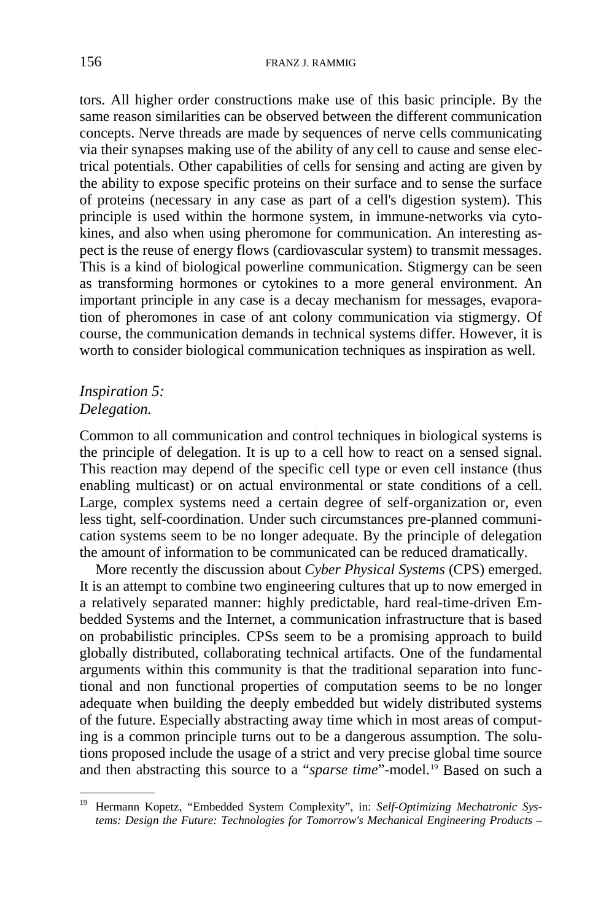tors. All higher order constructions make use of this basic principle. By the same reason similarities can be observed between the different communication concepts. Nerve threads are made by sequences of nerve cells communicating via their synapses making use of the ability of any cell to cause and sense electrical potentials. Other capabilities of cells for sensing and acting are given by the ability to expose specific proteins on their surface and to sense the surface of proteins (necessary in any case as part of a cell's digestion system). This principle is used within the hormone system, in immune-networks via cytokines, and also when using pheromone for communication. An interesting aspect is the reuse of energy flows (cardiovascular system) to transmit messages. This is a kind of biological powerline communication. Stigmergy can be seen as transforming hormones or cytokines to a more general environment. An important principle in any case is a decay mechanism for messages, evaporation of pheromones in case of ant colony communication via stigmergy. Of course, the communication demands in technical systems differ. However, it is worth to consider biological communication techniques as inspiration as well.

*Inspiration 5:*
*Delegation.*

Common to all communication and control techniques in biological systems is the principle of delegation. It is up to a cell how to react on a sensed signal. This reaction may depend of the specific cell type or even cell instance (thus enabling multicast) or on actual environmental or state conditions of a cell. Large, complex systems need a certain degree of self-organization or, even less tight, self-coordination. Under such circumstances pre-planned communication systems seem to be no longer adequate. By the principle of delegation the amount of information to be communicated can be reduced dramatically.

More recently the discussion about *Cyber Physical Systems* (CPS) emerged. It is an attempt to combine two engineering cultures that up to now emerged in a relatively separated manner: highly predictable, hard real-time-driven Embedded Systems and the Internet, a communication infrastructure that is based on probabilistic principles. CPSs seem to be a promising approach to build globally distributed, collaborating technical artifacts. One of the fundamental arguments within this community is that the traditional separation into functional and non functional properties of computation seems to be no longer adequate when building the deeply embedded but widely distributed systems of the future. Especially abstracting away time which in most areas of computing is a common principle turns out to be a dangerous assumption. The solutions proposed include the usage of a strict and very precise global time source and then abstracting this source to a "*sparse time*"-model.[19] Based on such a

[19] Hermann Kopetz, "Embedded System Complexity", in: *Self-Optimizing Mechatronic Systems: Design the Future: Technologies for Tomorrow's Mechanical Engineering Products –*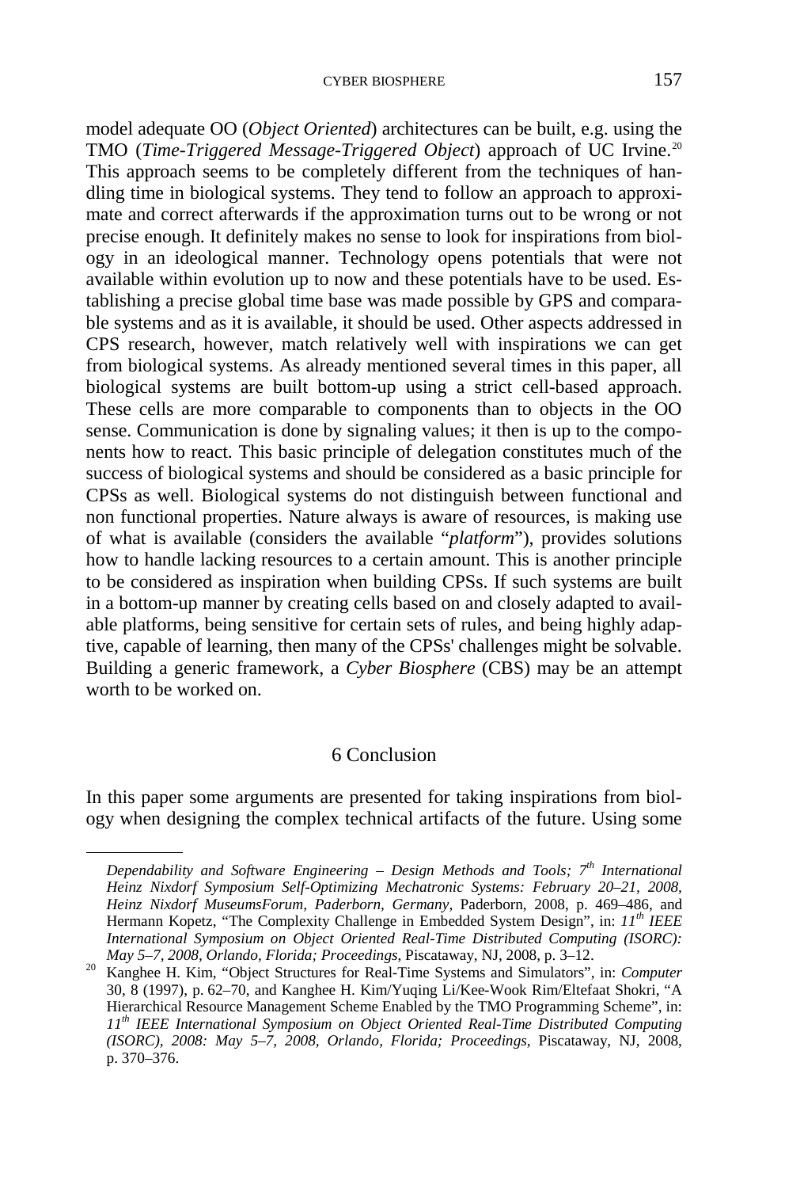model adequate OO (*Object Oriented*) architectures can be built, e.g. using the TMO (*Time-Triggered Message-Triggered Object*) approach of UC Irvine.[20] This approach seems to be completely different from the techniques of handling time in biological systems. They tend to follow an approach to approximate and correct afterwards if the approximation turns out to be wrong or not precise enough. It definitely makes no sense to look for inspirations from biology in an ideological manner. Technology opens potentials that were not available within evolution up to now and these potentials have to be used. Establishing a precise global time base was made possible by GPS and comparable systems and as it is available, it should be used. Other aspects addressed in CPS research, however, match relatively well with inspirations we can get from biological systems. As already mentioned several times in this paper, all biological systems are built bottom-up using a strict cell-based approach. These cells are more comparable to components than to objects in the OO sense. Communication is done by signaling values; it then is up to the components how to react. This basic principle of delegation constitutes much of the success of biological systems and should be considered as a basic principle for CPSs as well. Biological systems do not distinguish between functional and non functional properties. Nature always is aware of resources, is making use of what is available (considers the available "*platform*"), provides solutions how to handle lacking resources to a certain amount. This is another principle to be considered as inspiration when building CPSs. If such systems are built in a bottom-up manner by creating cells based on and closely adapted to available platforms, being sensitive for certain sets of rules, and being highly adaptive, capable of learning, then many of the CPSs' challenges might be solvable. Building a generic framework, a *Cyber Biosphere* (CBS) may be an attempt worth to be worked on.

## 6 Conclusion

In this paper some arguments are presented for taking inspirations from biology when designing the complex technical artifacts of the future. Using some

---

*Dependability and Software Engineering – Design Methods and Tools; 7th International Heinz Nixdorf Symposium Self-Optimizing Mechatronic Systems: February 20–21, 2008, Heinz Nixdorf MuseumsForum, Paderborn, Germany*, Paderborn, 2008, p. 469–486, and Hermann Kopetz, "The Complexity Challenge in Embedded System Design", in: *11th IEEE International Symposium on Object Oriented Real-Time Distributed Computing (ISORC): May 5–7, 2008, Orlando, Florida; Proceedings*, Piscataway, NJ, 2008, p. 3–12.

[20] Kanghee H. Kim, "Object Structures for Real-Time Systems and Simulators", in: *Computer* 30, 8 (1997), p. 62–70, and Kanghee H. Kim/Yuqing Li/Kee-Wook Rim/Eltefaat Shokri, "A Hierarchical Resource Management Scheme Enabled by the TMO Programming Scheme", in: *11th IEEE International Symposium on Object Oriented Real-Time Distributed Computing (ISORC), 2008: May 5–7, 2008, Orlando, Florida; Proceedings*, Piscataway, NJ, 2008, p. 370–376.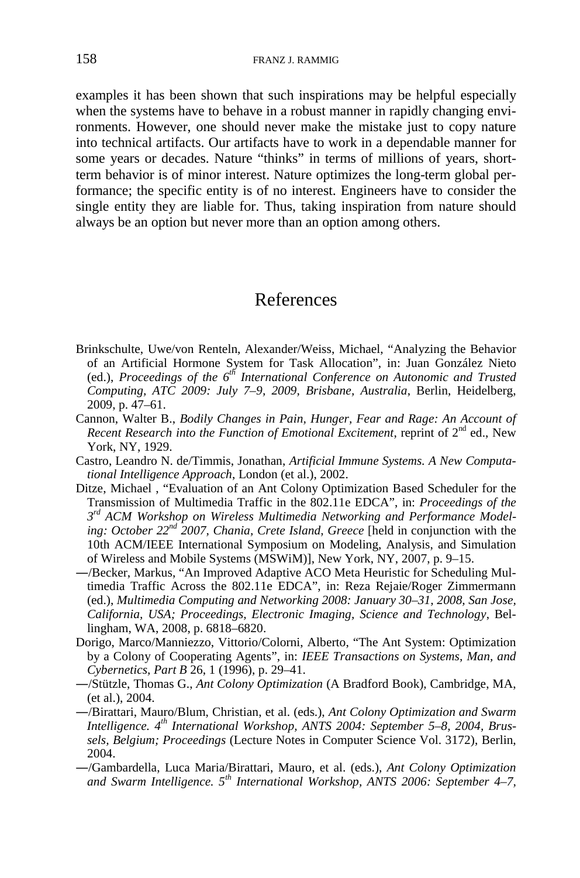examples it has been shown that such inspirations may be helpful especially when the systems have to behave in a robust manner in rapidly changing environments. However, one should never make the mistake just to copy nature into technical artifacts. Our artifacts have to work in a dependable manner for some years or decades. Nature "thinks" in terms of millions of years, short-term behavior is of minor interest. Nature optimizes the long-term global performance; the specific entity is of no interest. Engineers have to consider the single entity they are liable for. Thus, taking inspiration from nature should always be an option but never more than an option among others.

# References

Brinkschulte, Uwe/von Renteln, Alexander/Weiss, Michael, "Analyzing the Behavior of an Artificial Hormone System for Task Allocation", in: Juan González Nieto (ed.), *Proceedings of the 6th International Conference on Autonomic and Trusted Computing, ATC 2009: July 7–9, 2009, Brisbane, Australia*, Berlin, Heidelberg, 2009, p. 47–61.

Cannon, Walter B., *Bodily Changes in Pain, Hunger, Fear and Rage: An Account of Recent Research into the Function of Emotional Excitement*, reprint of 2nd ed., New York, NY, 1929.

Castro, Leandro N. de/Timmis, Jonathan, *Artificial Immune Systems. A New Computational Intelligence Approach*, London (et al.), 2002.

Ditze, Michael , "Evaluation of an Ant Colony Optimization Based Scheduler for the Transmission of Multimedia Traffic in the 802.11e EDCA", in: *Proceedings of the 3rd ACM Workshop on Wireless Multimedia Networking and Performance Modeling: October 22nd 2007, Chania, Crete Island, Greece* [held in conjunction with the 10th ACM/IEEE International Symposium on Modeling, Analysis, and Simulation of Wireless and Mobile Systems (MSWiM)], New York, NY, 2007, p. 9–15.

—/Becker, Markus, "An Improved Adaptive ACO Meta Heuristic for Scheduling Multimedia Traffic Across the 802.11e EDCA", in: Reza Rejaie/Roger Zimmermann (ed.), *Multimedia Computing and Networking 2008: January 30–31, 2008, San Jose, California, USA; Proceedings, Electronic Imaging, Science and Technology*, Bellingham, WA, 2008, p. 6818–6820.

Dorigo, Marco/Manniezzo, Vittorio/Colorni, Alberto, "The Ant System: Optimization by a Colony of Cooperating Agents", in: *IEEE Transactions on Systems, Man, and Cybernetics, Part B* 26, 1 (1996), p. 29–41.

—/Stützle, Thomas G., *Ant Colony Optimization* (A Bradford Book), Cambridge, MA, (et al.), 2004.

—/Birattari, Mauro/Blum, Christian, et al. (eds.), *Ant Colony Optimization and Swarm Intelligence. 4th International Workshop, ANTS 2004: September 5–8, 2004, Brussels, Belgium; Proceedings* (Lecture Notes in Computer Science Vol. 3172), Berlin, 2004.

—/Gambardella, Luca Maria/Birattari, Mauro, et al. (eds.), *Ant Colony Optimization and Swarm Intelligence. 5th International Workshop, ANTS 2006: September 4–7,*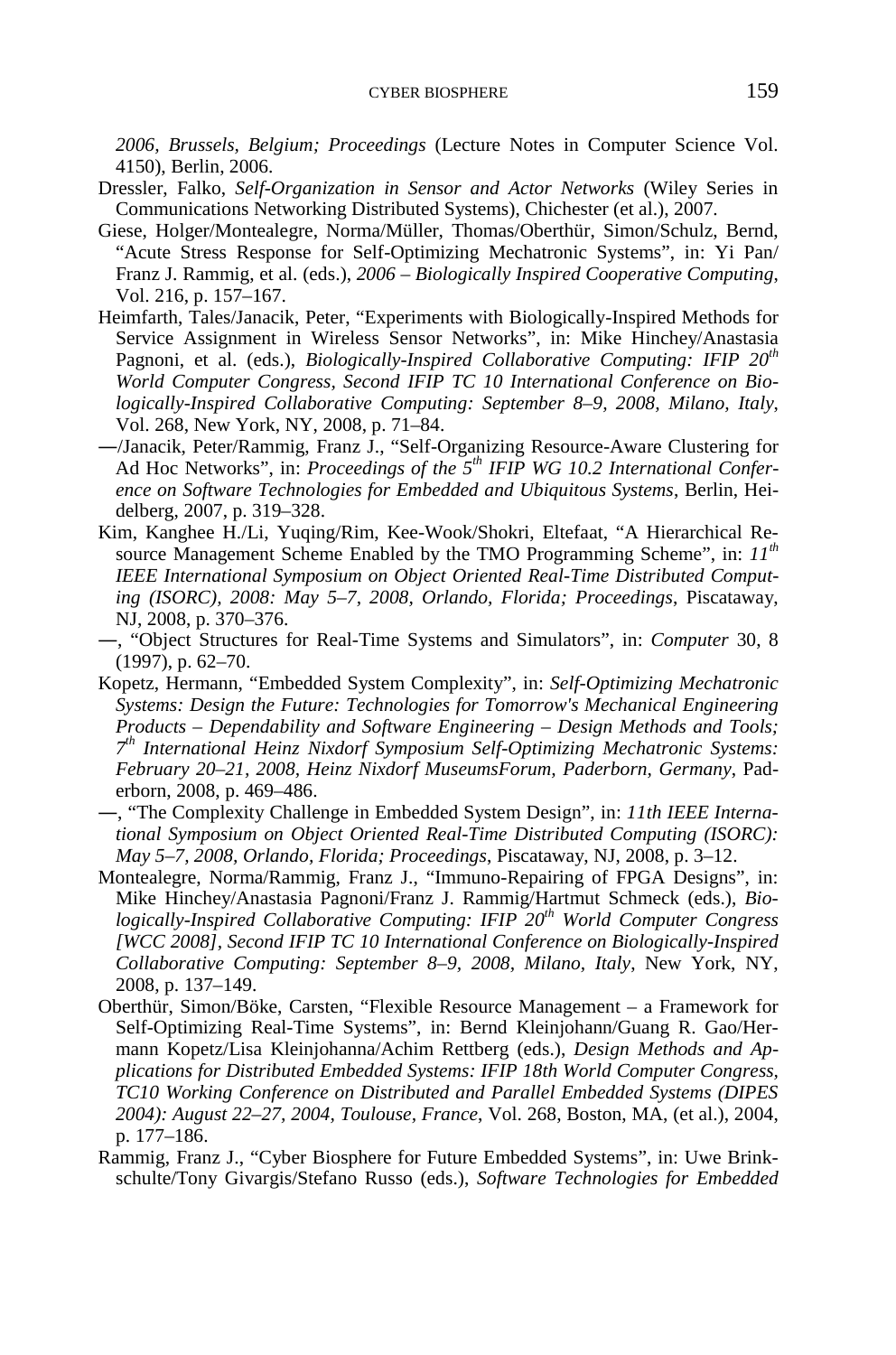*2006, Brussels, Belgium; Proceedings* (Lecture Notes in Computer Science Vol. 4150), Berlin, 2006.

Dressler, Falko, *Self-Organization in Sensor and Actor Networks* (Wiley Series in Communications Networking Distributed Systems), Chichester (et al.), 2007.

Giese, Holger/Montealegre, Norma/Müller, Thomas/Oberthür, Simon/Schulz, Bernd, "Acute Stress Response for Self-Optimizing Mechatronic Systems", in: Yi Pan/ Franz J. Rammig, et al. (eds.), *2006 – Biologically Inspired Cooperative Computing*, Vol. 216, p. 157–167.

Heimfarth, Tales/Janacik, Peter, "Experiments with Biologically-Inspired Methods for Service Assignment in Wireless Sensor Networks", in: Mike Hinchey/Anastasia Pagnoni, et al. (eds.), *Biologically-Inspired Collaborative Computing: IFIP 20th World Computer Congress, Second IFIP TC 10 International Conference on Biologically-Inspired Collaborative Computing: September 8–9, 2008, Milano, Italy*, Vol. 268, New York, NY, 2008, p. 71–84.

—/Janacik, Peter/Rammig, Franz J., "Self-Organizing Resource-Aware Clustering for Ad Hoc Networks", in: *Proceedings of the 5th IFIP WG 10.2 International Conference on Software Technologies for Embedded and Ubiquitous Systems*, Berlin, Heidelberg, 2007, p. 319–328.

Kim, Kanghee H./Li, Yuqing/Rim, Kee-Wook/Shokri, Eltefaat, "A Hierarchical Resource Management Scheme Enabled by the TMO Programming Scheme", in: *11th IEEE International Symposium on Object Oriented Real-Time Distributed Computing (ISORC), 2008: May 5–7, 2008, Orlando, Florida; Proceedings*, Piscataway, NJ, 2008, p. 370–376.

—, "Object Structures for Real-Time Systems and Simulators", in: *Computer* 30, 8 (1997), p. 62–70.

Kopetz, Hermann, "Embedded System Complexity", in: *Self-Optimizing Mechatronic Systems: Design the Future: Technologies for Tomorrow's Mechanical Engineering Products – Dependability and Software Engineering – Design Methods and Tools; 7th International Heinz Nixdorf Symposium Self-Optimizing Mechatronic Systems: February 20–21, 2008, Heinz Nixdorf MuseumsForum, Paderborn, Germany*, Paderborn, 2008, p. 469–486.

—, "The Complexity Challenge in Embedded System Design", in: *11th IEEE International Symposium on Object Oriented Real-Time Distributed Computing (ISORC): May 5–7, 2008, Orlando, Florida; Proceedings*, Piscataway, NJ, 2008, p. 3–12.

Montealegre, Norma/Rammig, Franz J., "Immuno-Repairing of FPGA Designs", in: Mike Hinchey/Anastasia Pagnoni/Franz J. Rammig/Hartmut Schmeck (eds.), *Biologically-Inspired Collaborative Computing: IFIP 20th World Computer Congress [WCC 2008], Second IFIP TC 10 International Conference on Biologically-Inspired Collaborative Computing: September 8–9, 2008, Milano, Italy*, New York, NY, 2008, p. 137–149.

Oberthür, Simon/Böke, Carsten, "Flexible Resource Management – a Framework for Self-Optimizing Real-Time Systems", in: Bernd Kleinjohann/Guang R. Gao/Hermann Kopetz/Lisa Kleinjohanna/Achim Rettberg (eds.), *Design Methods and Applications for Distributed Embedded Systems: IFIP 18th World Computer Congress, TC10 Working Conference on Distributed and Parallel Embedded Systems (DIPES 2004): August 22–27, 2004, Toulouse, France*, Vol. 268, Boston, MA, (et al.), 2004, p. 177–186.

Rammig, Franz J., "Cyber Biosphere for Future Embedded Systems", in: Uwe Brinkschulte/Tony Givargis/Stefano Russo (eds.), *Software Technologies for Embedded*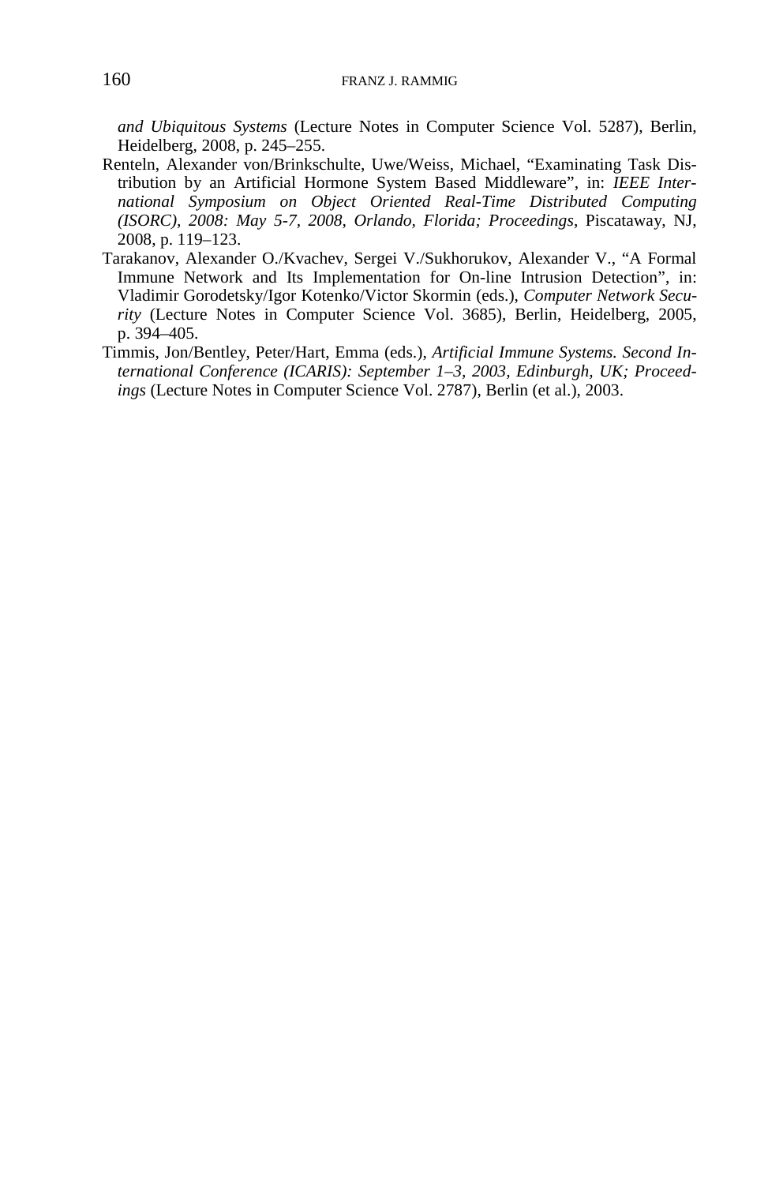*and Ubiquitous Systems* (Lecture Notes in Computer Science Vol. 5287), Berlin, Heidelberg, 2008, p. 245–255.

Renteln, Alexander von/Brinkschulte, Uwe/Weiss, Michael, "Examinating Task Distribution by an Artificial Hormone System Based Middleware", in: *IEEE International Symposium on Object Oriented Real-Time Distributed Computing (ISORC), 2008: May 5-7, 2008, Orlando, Florida; Proceedings*, Piscataway, NJ, 2008, p. 119–123.

Tarakanov, Alexander O./Kvachev, Sergei V./Sukhorukov, Alexander V., "A Formal Immune Network and Its Implementation for On-line Intrusion Detection", in: Vladimir Gorodetsky/Igor Kotenko/Victor Skormin (eds.), *Computer Network Security* (Lecture Notes in Computer Science Vol. 3685), Berlin, Heidelberg, 2005, p. 394–405.

Timmis, Jon/Bentley, Peter/Hart, Emma (eds.), *Artificial Immune Systems. Second International Conference (ICARIS): September 1–3, 2003, Edinburgh, UK; Proceedings* (Lecture Notes in Computer Science Vol. 2787), Berlin (et al.), 2003.